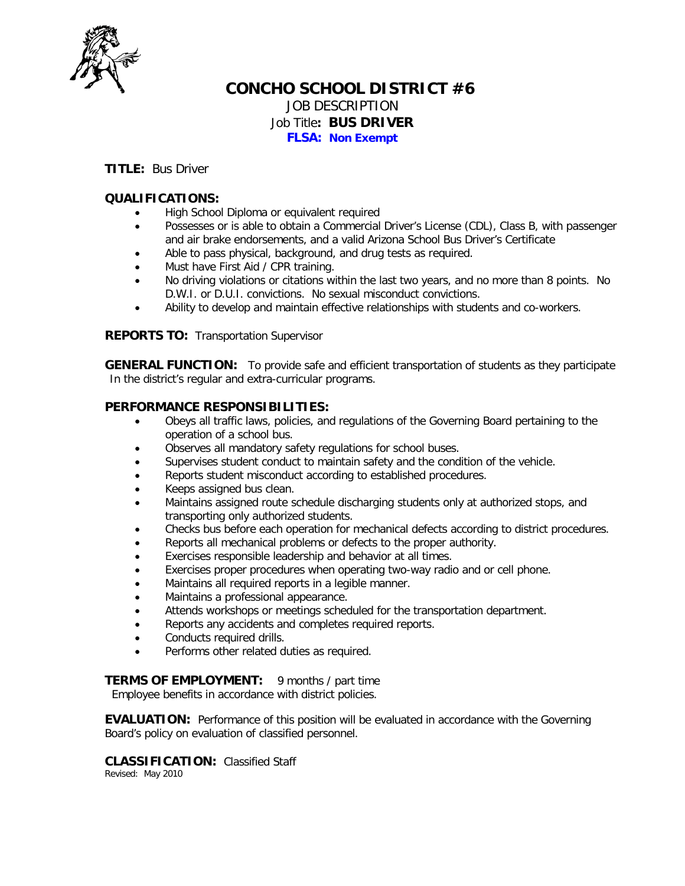# CONCHO SCHOOL DISTRICT #6

JOB DESCRIPTION

Job Title**: BUS DRIVER**

**FLSA: Non Exempt**

**TITLE:** Bus Driver

**QUALIFICATIONS:**

- High School Diploma or equivalent required
- Possesses or is able to obtain a Commercial Driver's License (CDL), Class B, with passenger and air brake endorsements, and a valid Arizona School Bus Driver's Certificate
- Able to pass physical, background, and drug tests as required.
- Must have First Aid / CPR training.
- No driving violations or citations within the last two years, and no more than 8 points. No D.W.I. or D.U.I. convictions. No sexual misconduct convictions.
- Ability to develop and maintain effective relationships with students and co-workers.

**REPORTS TO:** Transportation Supervisor

**GENERAL FUNCTION:** To provide safe and efficient transportation of students as they participate In the district's regular and extra-curricular programs.

**PERFORMANCE RESPONSIBILITIES:**

- Obeys all traffic laws, policies, and regulations of the Governing Board pertaining to the operation of a school bus.
- Observes all mandatory safety regulations for school buses.
- Supervises student conduct to maintain safety and the condition of the vehicle.
- Reports student misconduct according to established procedures.
- Keeps assigned bus clean.
- Maintains assigned route schedule discharging students only at authorized stops, and transporting only authorized students.
- Checks bus before each operation for mechanical defects according to district procedures.
- Reports all mechanical problems or defects to the proper authority.
- Exercises responsible leadership and behavior at all times.
- Exercises proper procedures when operating two-way radio and or cell phone.
- Maintains all required reports in a legible manner.
- Maintains a professional appearance.
- Attends workshops or meetings scheduled for the transportation department.
- Reports any accidents and completes required reports.
- Conducts required drills.
- Performs other related duties as required.

**TERMS OF EMPLOYMENT:** 9 months / part time
Employee benefits in accordance with district policies.

**EVALUATION:** Performance of this position will be evaluated in accordance with the Governing Board's policy on evaluation of classified personnel.

**CLASSIFICATION:** Classified Staff

Revised: May 2010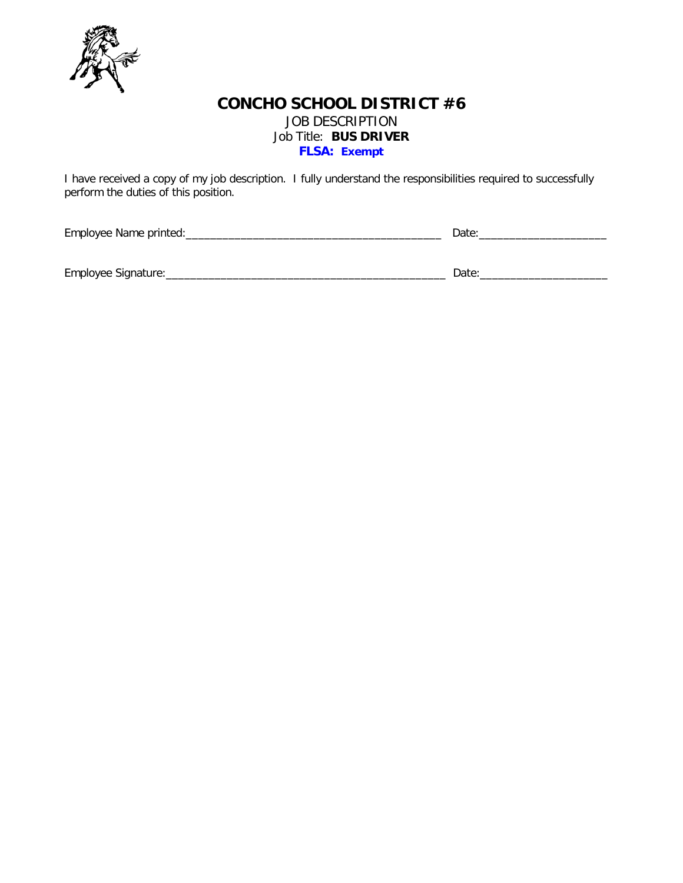# CONCHO SCHOOL DISTRICT #6

JOB DESCRIPTION

Job Title: **BUS DRIVER**

**FLSA: Exempt**

I have received a copy of my job description. I fully understand the responsibilities required to successfully perform the duties of this position.

Employee Name printed:___________________________________________ Date:_____________________

Employee Signature:_______________________________________________ Date:_____________________